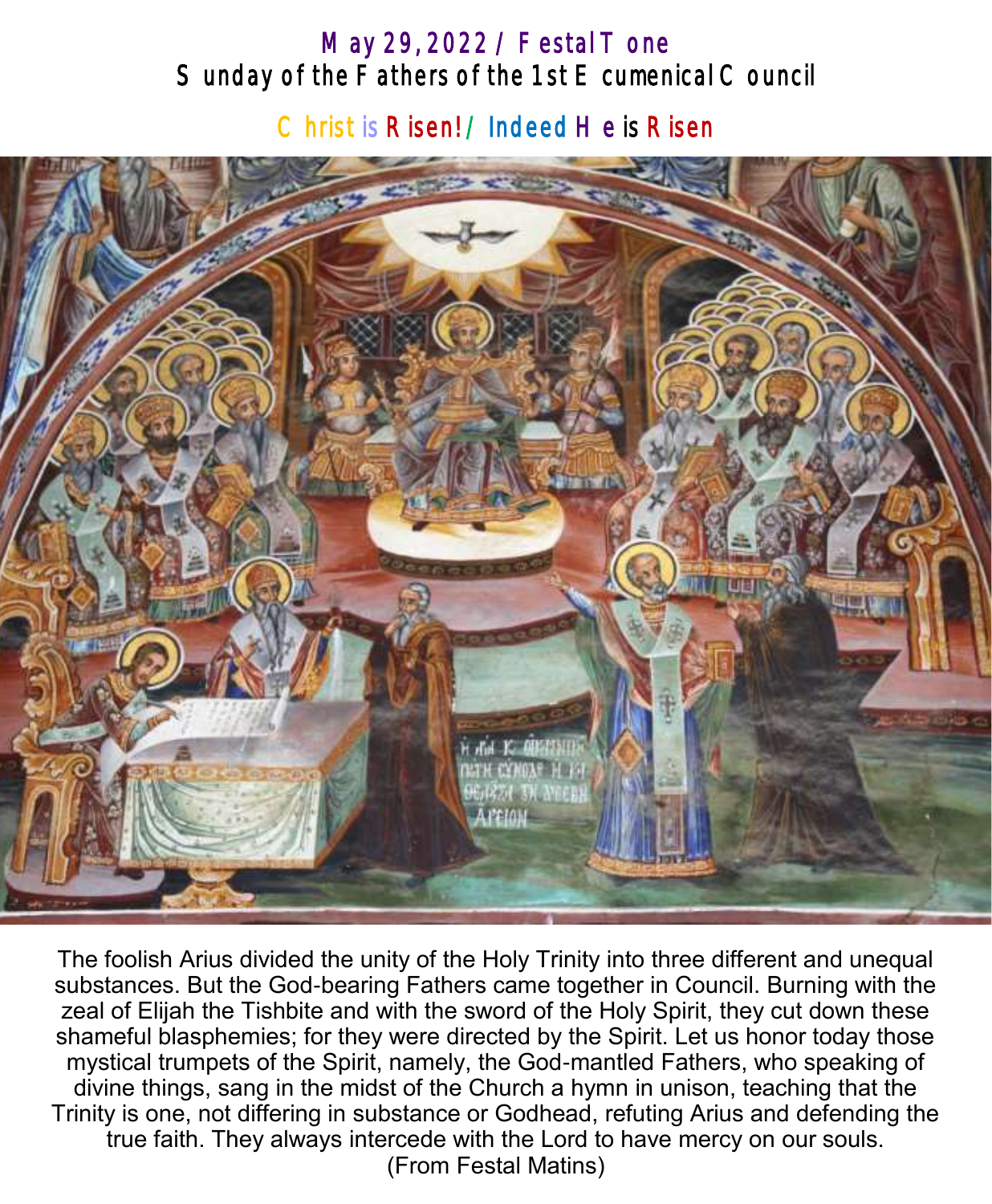# May 29, 2022 / Festal Tone
## Sunday of the Fathers of the 1st Ecumenical Council

**Christ is Risen! / Indeed He is Risen**

The foolish Arius divided the unity of the Holy Trinity into three different and unequal substances. But the God-bearing Fathers came together in Council. Burning with the zeal of Elijah the Tishbite and with the sword of the Holy Spirit, they cut down these shameful blasphemies; for they were directed by the Spirit. Let us honor today those mystical trumpets of the Spirit, namely, the God-mantled Fathers, who speaking of divine things, sang in the midst of the Church a hymn in unison, teaching that the Trinity is one, not differing in substance or Godhead, refuting Arius and defending the true faith. They always intercede with the Lord to have mercy on our souls.
(From Festal Matins)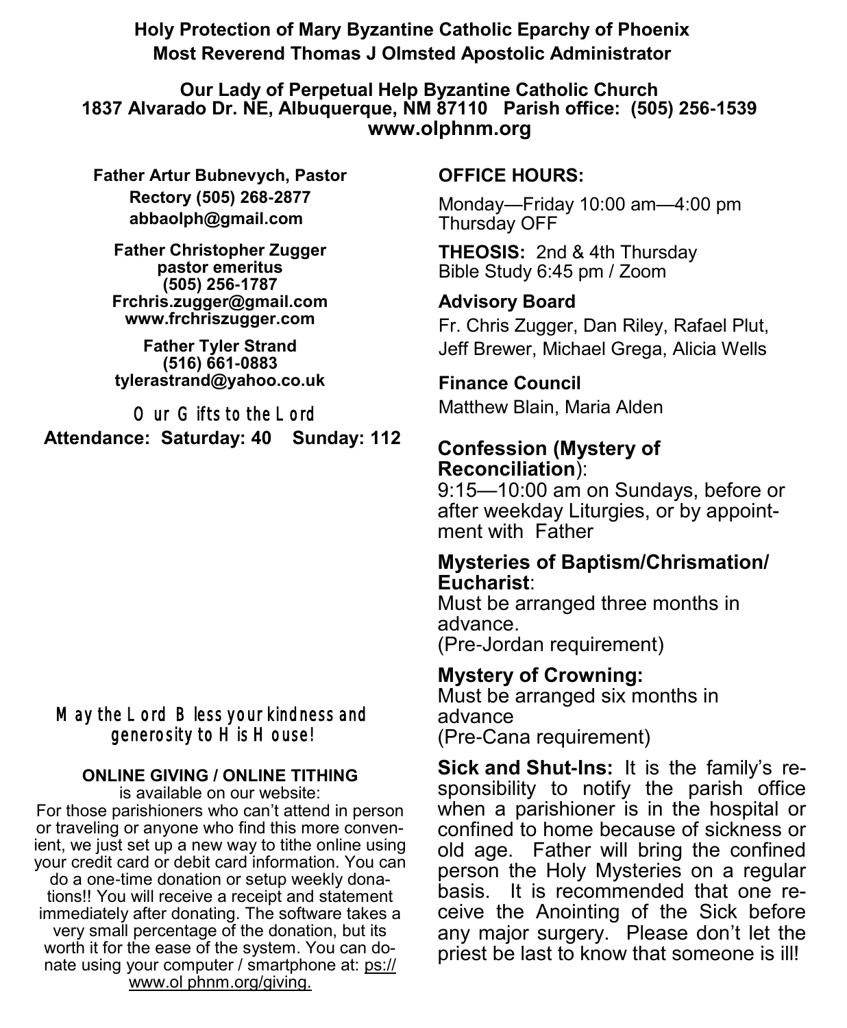**Holy Protection of Mary Byzantine Catholic Eparchy of Phoenix**
**Most Reverend Thomas J Olmsted Apostolic Administrator**

**Our Lady of Perpetual Help Byzantine Catholic Church**
**1837 Alvarado Dr. NE, Albuquerque, NM 87110 Parish office: (505) 256-1539**
**www.olphnm.org**

**Father Artur Bubnevych, Pastor**
**Rectory (505) 268-2877**
**abbaolph@gmail.com**

**Father Christopher Zugger**
**pastor emeritus**
**(505) 256-1787**
**Frchris.zugger@gmail.com**
**www.frchriszugger.com**

**Father Tyler Strand**
**(516) 661-0883**
**tylerastrand@yahoo.co.uk**

Our Gifts to the Lord

**Attendance: Saturday: 40 Sunday: 112**

May the Lord Bless your kindness and generosity to His House!

**ONLINE GIVING / ONLINE TITHING**

is available on our website:

For those parishioners who can't attend in person or traveling or anyone who find this more convenient, we just set up a new way to tithe online using your credit card or debit card information. You can do a one-time donation or setup weekly donations!! You will receive a receipt and statement immediately after donating. The software takes a very small percentage of the donation, but its worth it for the ease of the system. You can donate using your computer / smartphone at: ps://www.ol phnm.org/giving.

**OFFICE HOURS:**

Monday—Friday 10:00 am—4:00 pm
Thursday OFF

**THEOSIS:** 2nd & 4th Thursday
Bible Study 6:45 pm / Zoom

**Advisory Board**

Fr. Chris Zugger, Dan Riley, Rafael Plut, Jeff Brewer, Michael Grega, Alicia Wells

**Finance Council**

Matthew Blain, Maria Alden

**Confession (Mystery of Reconciliation)**:
9:15—10:00 am on Sundays, before or after weekday Liturgies, or by appointment with Father

**Mysteries of Baptism/Chrismation/ Eucharist**:
Must be arranged three months in advance.
(Pre-Jordan requirement)

**Mystery of Crowning:**
Must be arranged six months in advance
(Pre-Cana requirement)

**Sick and Shut-Ins:** It is the family's responsibility to notify the parish office when a parishioner is in the hospital or confined to home because of sickness or old age. Father will bring the confined person the Holy Mysteries on a regular basis. It is recommended that one receive the Anointing of the Sick before any major surgery. Please don't let the priest be last to know that someone is ill!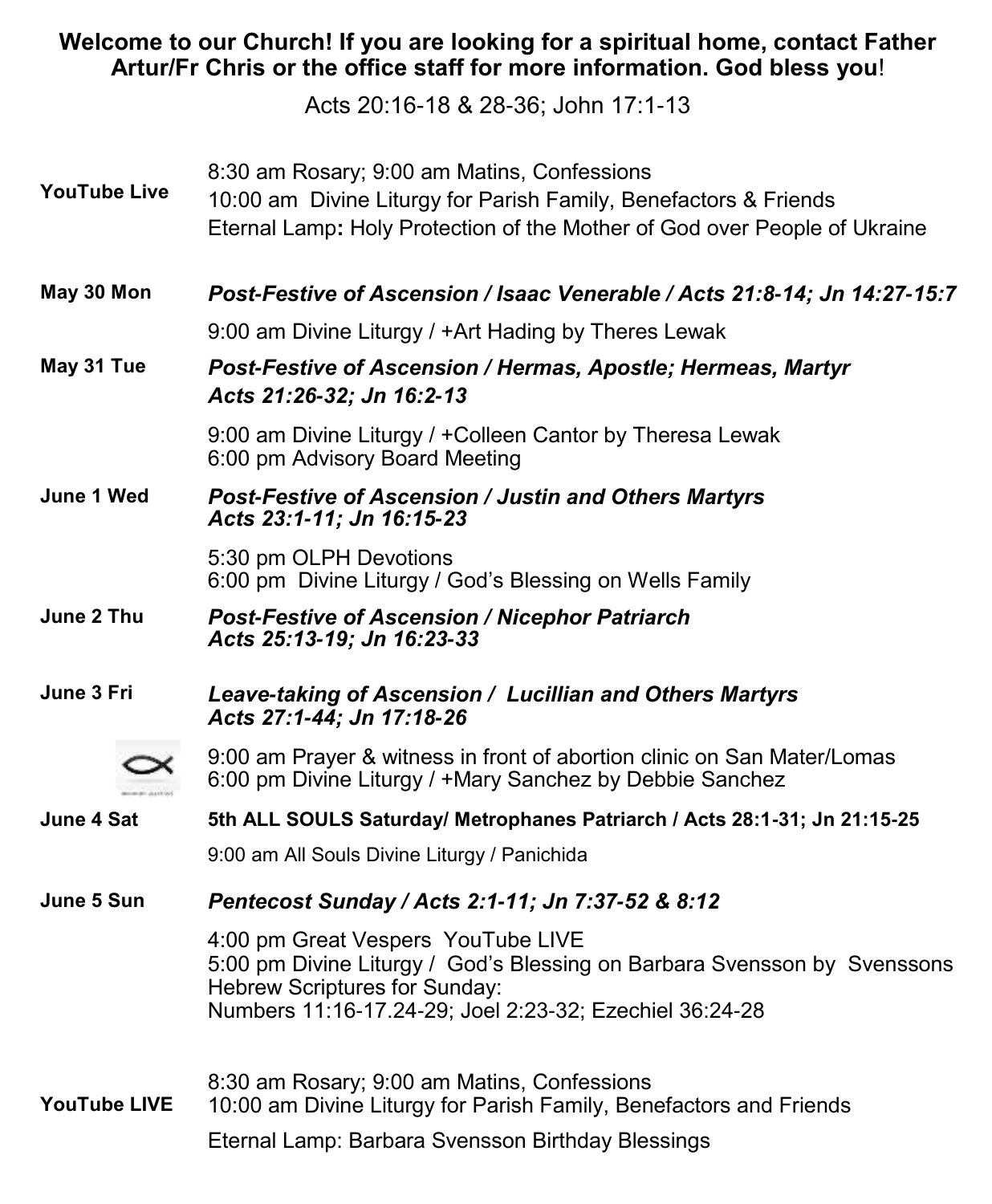**Welcome to our Church! If you are looking for a spiritual home, contact Father Artur/Fr Chris or the office staff for more information. God bless you**!

Acts 20:16-18 & 28-36; John 17:1-13

| | |
|---|---|
| **YouTube Live** | 8:30 am Rosary; 9:00 am Matins, Confessions<br>10:00 am Divine Liturgy for Parish Family, Benefactors & Friends<br>Eternal Lamp**:** Holy Protection of the Mother of God over People of Ukraine |
| **May 30 Mon** | ***Post-Festive of Ascension / Isaac Venerable / Acts 21:8-14; Jn 14:27-15:7***<br>9:00 am Divine Liturgy / +Art Hading by Theres Lewak |
| **May 31 Tue** | ***Post-Festive of Ascension / Hermas, Apostle; Hermeas, Martyr Acts 21:26-32; Jn 16:2-13***<br>9:00 am Divine Liturgy / +Colleen Cantor by Theresa Lewak<br>6:00 pm Advisory Board Meeting |
| **June 1 Wed** | ***Post-Festive of Ascension / Justin and Others Martyrs Acts 23:1-11; Jn 16:15-23***<br>5:30 pm OLPH Devotions<br>6:00 pm Divine Liturgy / God's Blessing on Wells Family |
| **June 2 Thu** | ***Post-Festive of Ascension / Nicephor Patriarch Acts 25:13-19; Jn 16:23-33*** |
| **June 3 Fri** | ***Leave-taking of Ascension / Lucillian and Others Martyrs Acts 27:1-44; Jn 17:18-26***<br>9:00 am Prayer & witness in front of abortion clinic on San Mater/Lomas<br>6:00 pm Divine Liturgy / +Mary Sanchez by Debbie Sanchez |
| **June 4 Sat** | **5th ALL SOULS Saturday/ Metrophanes Patriarch / Acts 28:1-31; Jn 21:15-25**<br>9:00 am All Souls Divine Liturgy / Panichida |
| **June 5 Sun** | ***Pentecost Sunday / Acts 2:1-11; Jn 7:37-52 & 8:12***<br>4:00 pm Great Vespers YouTube LIVE<br>5:00 pm Divine Liturgy / God's Blessing on Barbara Svensson by Svenssons<br>Hebrew Scriptures for Sunday:<br>Numbers 11:16-17.24-29; Joel 2:23-32; Ezechiel 36:24-28 |
| **YouTube LIVE** | 8:30 am Rosary; 9:00 am Matins, Confessions<br>10:00 am Divine Liturgy for Parish Family, Benefactors and Friends<br>Eternal Lamp: Barbara Svensson Birthday Blessings |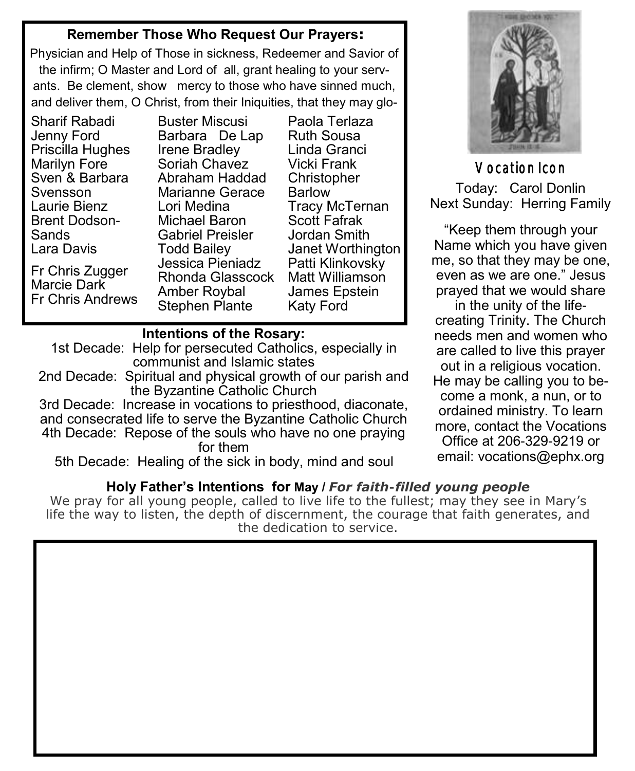## Remember Those Who Request Our Prayers:

Physician and Help of Those in sickness, Redeemer and Savior of the infirm; O Master and Lord of all, grant healing to your servants. Be clement, show mercy to those who have sinned much, and deliver them, O Christ, from their Iniquities, that they may glo-

Sharif Rabadi
Jenny Ford
Priscilla Hughes
Marilyn Fore
Sven & Barbara Svensson
Laurie Bienz
Brent Dodson-Sands
Lara Davis

Fr Chris Zugger
Marcie Dark
Fr Chris Andrews

Buster Miscusi
Barbara De Lap
Irene Bradley
Soriah Chavez
Abraham Haddad
Marianne Gerace
Lori Medina
Michael Baron
Gabriel Preisler
Todd Bailey
Jessica Pieniadz
Rhonda Glasscock
Amber Roybal
Stephen Plante

Paola Terlaza
Ruth Sousa
Linda Granci
Vicki Frank
Christopher Barlow
Tracy McTernan
Scott Fafrak
Jordan Smith
Janet Worthington
Patti Klinkovsky
Matt Williamson
James Epstein
Katy Ford

## Intentions of the Rosary:

1st Decade: Help for persecuted Catholics, especially in communist and Islamic states
2nd Decade: Spiritual and physical growth of our parish and the Byzantine Catholic Church
3rd Decade: Increase in vocations to priesthood, diaconate, and consecrated life to serve the Byzantine Catholic Church
4th Decade: Repose of the souls who have no one praying for them
5th Decade: Healing of the sick in body, mind and soul

## Vocation Icon

Today: Carol Donlin
Next Sunday: Herring Family

"Keep them through your Name which you have given me, so that they may be one, even as we are one." Jesus prayed that we would share in the unity of the life-creating Trinity. The Church needs men and women who are called to live this prayer out in a religious vocation. He may be calling you to become a monk, a nun, or to ordained ministry. To learn more, contact the Vocations Office at 206-329-9219 or email: vocations@ephx.org

## Holy Father's Intentions for May / *For faith-filled young people*

We pray for all young people, called to live life to the fullest; may they see in Mary's life the way to listen, the depth of discernment, the courage that faith generates, and the dedication to service.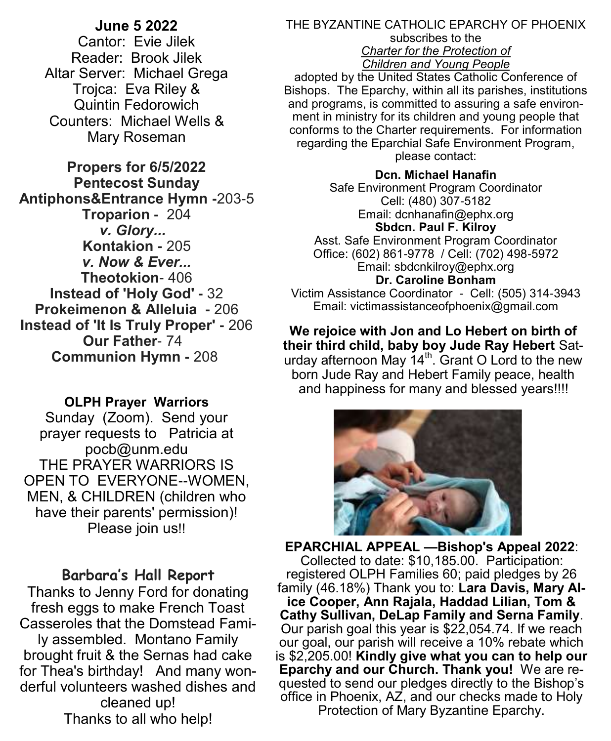**June 5 2022**

Cantor: Evie Jilek
Reader: Brook Jilek
Altar Server: Michael Grega
Trojca: Eva Riley & Quintin Fedorowich
Counters: Michael Wells & Mary Roseman

**Propers for 6/5/2022**
**Pentecost Sunday**
**Antiphons&Entrance Hymn -**203-5
**Troparion -** 204
***v. Glory...***
**Kontakion -** 205
***v. Now & Ever...***
**Theotokion**- 406
**Instead of 'Holy God' -** 32
**Prokeimenon & Alleluia -** 206
**Instead of 'It Is Truly Proper' -** 206
**Our Father**- 74
**Communion Hymn -** 208

**OLPH Prayer Warriors**

Sunday (Zoom). Send your prayer requests to Patricia at pocb@unm.edu
THE PRAYER WARRIORS IS OPEN TO EVERYONE--WOMEN, MEN, & CHILDREN (children who have their parents' permission)! Please join us!!

**Barbara's Hall Report**

Thanks to Jenny Ford for donating fresh eggs to make French Toast Casseroles that the Domstead Family assembled. Montano Family brought fruit & the Sernas had cake for Thea's birthday! And many wonderful volunteers washed dishes and cleaned up!
Thanks to all who help!

THE BYZANTINE CATHOLIC EPARCHY OF PHOENIX subscribes to the *Charter for the Protection of Children and Young People* adopted by the United States Catholic Conference of Bishops. The Eparchy, within all its parishes, institutions and programs, is committed to assuring a safe environment in ministry for its children and young people that conforms to the Charter requirements. For information regarding the Eparchial Safe Environment Program, please contact:

**Dcn. Michael Hanafin**
Safe Environment Program Coordinator
Cell: (480) 307-5182
Email: dcnhanafin@ephx.org
**Sbdcn. Paul F. Kilroy**
Asst. Safe Environment Program Coordinator
Office: (602) 861-9778 / Cell: (702) 498-5972
Email: sbdcnkilroy@ephx.org
**Dr. Caroline Bonham**
Victim Assistance Coordinator - Cell: (505) 314-3943
Email: victimassistanceofphoenix@gmail.com

**We rejoice with Jon and Lo Hebert on birth of their third child, baby boy Jude Ray Hebert** Saturday afternoon May 14th. Grant O Lord to the new born Jude Ray and Hebert Family peace, health and happiness for many and blessed years!!!!

**EPARCHIAL APPEAL —Bishop's Appeal 2022**: Collected to date: $10,185.00. Participation: registered OLPH Families 60; paid pledges by 26 family (46.18%) Thank you to: **Lara Davis, Mary Alice Cooper, Ann Rajala, Haddad Lilian, Tom & Cathy Sullivan, DeLap Family and Serna Family**. Our parish goal this year is $22,054.74. If we reach our goal, our parish will receive a 10% rebate which is $2,205.00! **Kindly give what you can to help our Eparchy and our Church. Thank you!** We are requested to send our pledges directly to the Bishop's office in Phoenix, AZ, and our checks made to Holy Protection of Mary Byzantine Eparchy.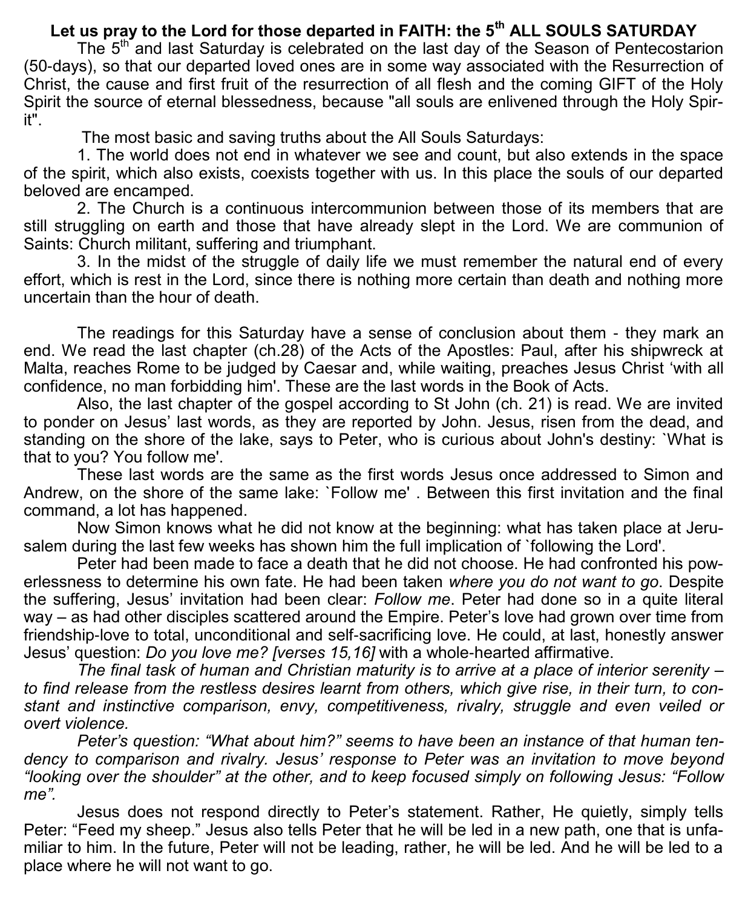## Let us pray to the Lord for those departed in FAITH: the 5th ALL SOULS SATURDAY

The 5th and last Saturday is celebrated on the last day of the Season of Pentecostarion (50-days), so that our departed loved ones are in some way associated with the Resurrection of Christ, the cause and first fruit of the resurrection of all flesh and the coming GIFT of the Holy Spirit the source of eternal blessedness, because "all souls are enlivened through the Holy Spirit".

The most basic and saving truths about the All Souls Saturdays:

1. The world does not end in whatever we see and count, but also extends in the space of the spirit, which also exists, coexists together with us. In this place the souls of our departed beloved are encamped.
2. The Church is a continuous intercommunion between those of its members that are still struggling on earth and those that have already slept in the Lord. We are communion of Saints: Church militant, suffering and triumphant.
3. In the midst of the struggle of daily life we must remember the natural end of every effort, which is rest in the Lord, since there is nothing more certain than death and nothing more uncertain than the hour of death.

The readings for this Saturday have a sense of conclusion about them - they mark an end. We read the last chapter (ch.28) of the Acts of the Apostles: Paul, after his shipwreck at Malta, reaches Rome to be judged by Caesar and, while waiting, preaches Jesus Christ 'with all confidence, no man forbidding him'. These are the last words in the Book of Acts.

Also, the last chapter of the gospel according to St John (ch. 21) is read. We are invited to ponder on Jesus' last words, as they are reported by John. Jesus, risen from the dead, and standing on the shore of the lake, says to Peter, who is curious about John's destiny: `What is that to you? You follow me'.

These last words are the same as the first words Jesus once addressed to Simon and Andrew, on the shore of the same lake: `Follow me' . Between this first invitation and the final command, a lot has happened.

Now Simon knows what he did not know at the beginning: what has taken place at Jerusalem during the last few weeks has shown him the full implication of `following the Lord'.

Peter had been made to face a death that he did not choose. He had confronted his powerlessness to determine his own fate. He had been taken *where you do not want to go*. Despite the suffering, Jesus' invitation had been clear: *Follow me*. Peter had done so in a quite literal way – as had other disciples scattered around the Empire. Peter's love had grown over time from friendship-love to total, unconditional and self-sacrificing love. He could, at last, honestly answer Jesus' question: *Do you love me? [verses 15,16]* with a whole-hearted affirmative.

*The final task of human and Christian maturity is to arrive at a place of interior serenity – to find release from the restless desires learnt from others, which give rise, in their turn, to constant and instinctive comparison, envy, competitiveness, rivalry, struggle and even veiled or overt violence.*

*Peter's question: "What about him?" seems to have been an instance of that human tendency to comparison and rivalry. Jesus' response to Peter was an invitation to move beyond "looking over the shoulder" at the other, and to keep focused simply on following Jesus: "Follow me".*

Jesus does not respond directly to Peter's statement. Rather, He quietly, simply tells Peter: "Feed my sheep." Jesus also tells Peter that he will be led in a new path, one that is unfamiliar to him. In the future, Peter will not be leading, rather, he will be led. And he will be led to a place where he will not want to go.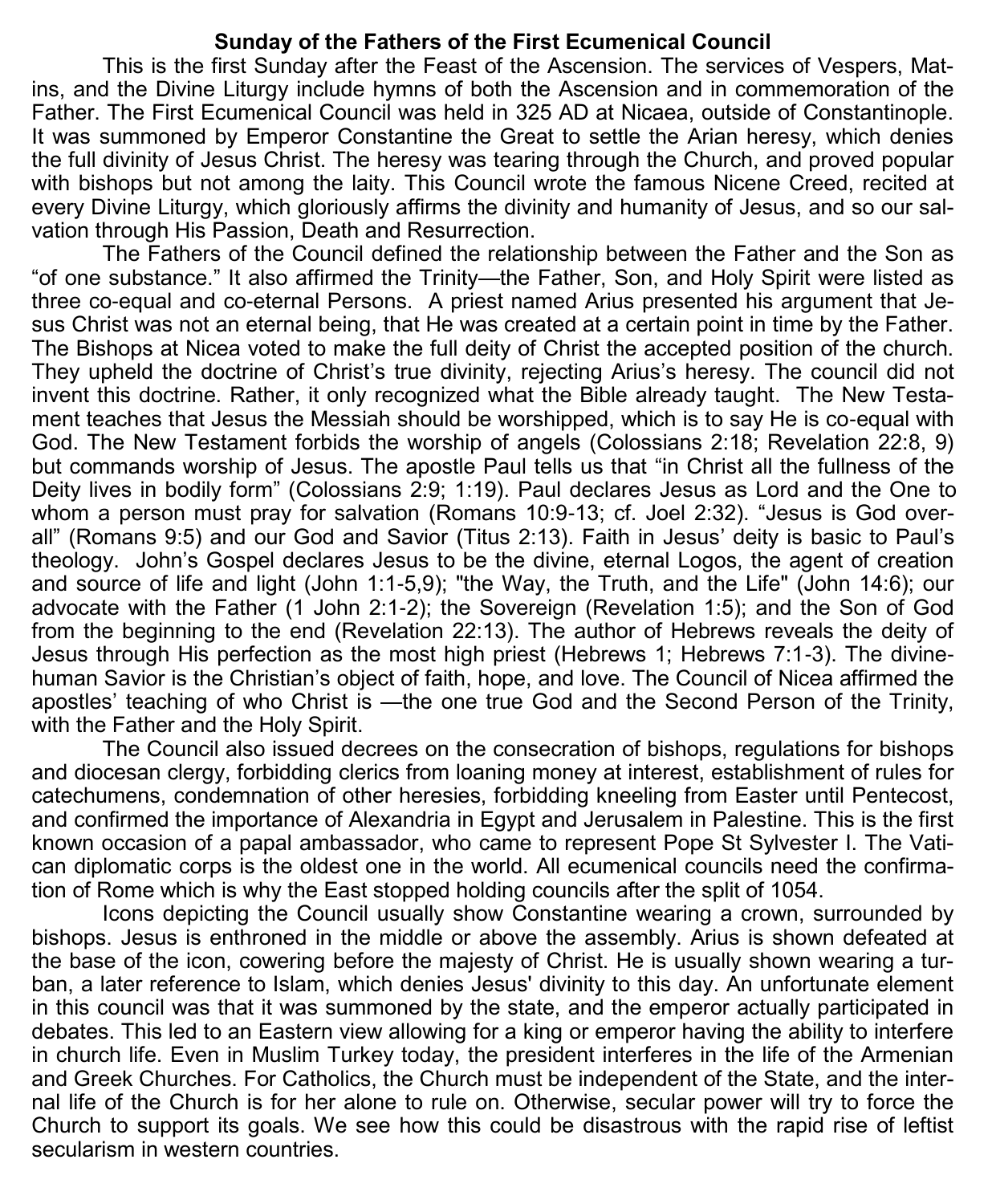**Sunday of the Fathers of the First Ecumenical Council**

This is the first Sunday after the Feast of the Ascension. The services of Vespers, Matins, and the Divine Liturgy include hymns of both the Ascension and in commemoration of the Father. The First Ecumenical Council was held in 325 AD at Nicaea, outside of Constantinople. It was summoned by Emperor Constantine the Great to settle the Arian heresy, which denies the full divinity of Jesus Christ. The heresy was tearing through the Church, and proved popular with bishops but not among the laity. This Council wrote the famous Nicene Creed, recited at every Divine Liturgy, which gloriously affirms the divinity and humanity of Jesus, and so our salvation through His Passion, Death and Resurrection.

The Fathers of the Council defined the relationship between the Father and the Son as "of one substance." It also affirmed the Trinity—the Father, Son, and Holy Spirit were listed as three co-equal and co-eternal Persons. A priest named Arius presented his argument that Jesus Christ was not an eternal being, that He was created at a certain point in time by the Father. The Bishops at Nicea voted to make the full deity of Christ the accepted position of the church. They upheld the doctrine of Christ's true divinity, rejecting Arius's heresy. The council did not invent this doctrine. Rather, it only recognized what the Bible already taught. The New Testament teaches that Jesus the Messiah should be worshipped, which is to say He is co-equal with God. The New Testament forbids the worship of angels (Colossians 2:18; Revelation 22:8, 9) but commands worship of Jesus. The apostle Paul tells us that "in Christ all the fullness of the Deity lives in bodily form" (Colossians 2:9; 1:19). Paul declares Jesus as Lord and the One to whom a person must pray for salvation (Romans 10:9-13; cf. Joel 2:32). "Jesus is God overall" (Romans 9:5) and our God and Savior (Titus 2:13). Faith in Jesus' deity is basic to Paul's theology. John's Gospel declares Jesus to be the divine, eternal Logos, the agent of creation and source of life and light (John 1:1-5,9); "the Way, the Truth, and the Life" (John 14:6); our advocate with the Father (1 John 2:1-2); the Sovereign (Revelation 1:5); and the Son of God from the beginning to the end (Revelation 22:13). The author of Hebrews reveals the deity of Jesus through His perfection as the most high priest (Hebrews 1; Hebrews 7:1-3). The divine-human Savior is the Christian's object of faith, hope, and love. The Council of Nicea affirmed the apostles' teaching of who Christ is —the one true God and the Second Person of the Trinity, with the Father and the Holy Spirit.

The Council also issued decrees on the consecration of bishops, regulations for bishops and diocesan clergy, forbidding clerics from loaning money at interest, establishment of rules for catechumens, condemnation of other heresies, forbidding kneeling from Easter until Pentecost, and confirmed the importance of Alexandria in Egypt and Jerusalem in Palestine. This is the first known occasion of a papal ambassador, who came to represent Pope St Sylvester I. The Vatican diplomatic corps is the oldest one in the world. All ecumenical councils need the confirmation of Rome which is why the East stopped holding councils after the split of 1054.

Icons depicting the Council usually show Constantine wearing a crown, surrounded by bishops. Jesus is enthroned in the middle or above the assembly. Arius is shown defeated at the base of the icon, cowering before the majesty of Christ. He is usually shown wearing a turban, a later reference to Islam, which denies Jesus' divinity to this day. An unfortunate element in this council was that it was summoned by the state, and the emperor actually participated in debates. This led to an Eastern view allowing for a king or emperor having the ability to interfere in church life. Even in Muslim Turkey today, the president interferes in the life of the Armenian and Greek Churches. For Catholics, the Church must be independent of the State, and the internal life of the Church is for her alone to rule on. Otherwise, secular power will try to force the Church to support its goals. We see how this could be disastrous with the rapid rise of leftist secularism in western countries.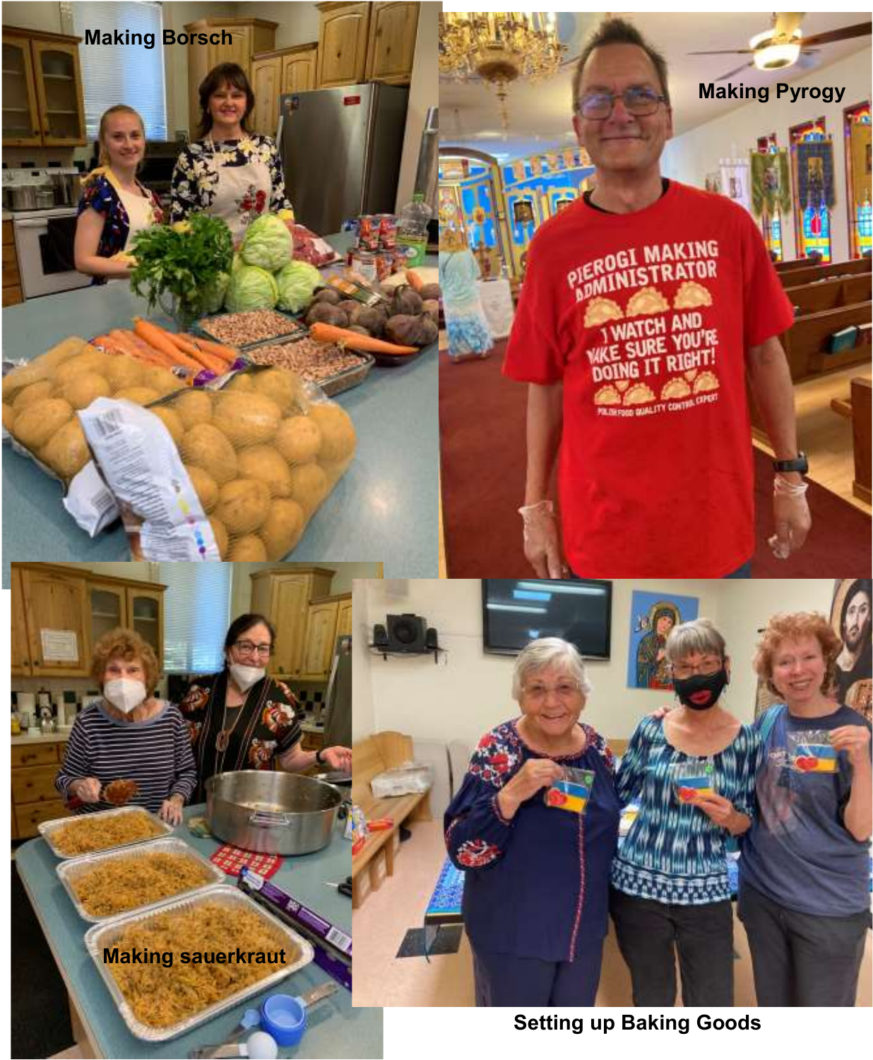Making Borsch

Making Pyrogy

Making sauerkraut

Setting up Baking Goods